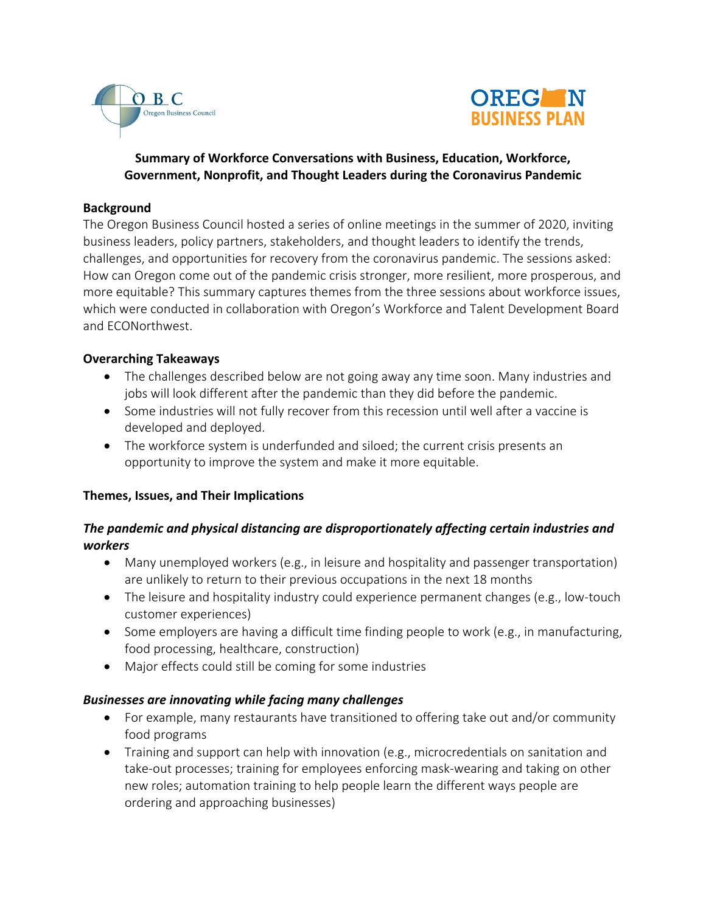# Summary of Workforce Conversations with Business, Education, Workforce, Government, Nonprofit, and Thought Leaders during the Coronavirus Pandemic

## Background

The Oregon Business Council hosted a series of online meetings in the summer of 2020, inviting business leaders, policy partners, stakeholders, and thought leaders to identify the trends, challenges, and opportunities for recovery from the coronavirus pandemic. The sessions asked: How can Oregon come out of the pandemic crisis stronger, more resilient, more prosperous, and more equitable? This summary captures themes from the three sessions about workforce issues, which were conducted in collaboration with Oregon's Workforce and Talent Development Board and ECONorthwest.

## Overarching Takeaways

- The challenges described below are not going away any time soon. Many industries and jobs will look different after the pandemic than they did before the pandemic.
- Some industries will not fully recover from this recession until well after a vaccine is developed and deployed.
- The workforce system is underfunded and siloed; the current crisis presents an opportunity to improve the system and make it more equitable.

## Themes, Issues, and Their Implications

### *The pandemic and physical distancing are disproportionately affecting certain industries and workers*

- Many unemployed workers (e.g., in leisure and hospitality and passenger transportation) are unlikely to return to their previous occupations in the next 18 months
- The leisure and hospitality industry could experience permanent changes (e.g., low-touch customer experiences)
- Some employers are having a difficult time finding people to work (e.g., in manufacturing, food processing, healthcare, construction)
- Major effects could still be coming for some industries

### *Businesses are innovating while facing many challenges*

- For example, many restaurants have transitioned to offering take out and/or community food programs
- Training and support can help with innovation (e.g., microcredentials on sanitation and take-out processes; training for employees enforcing mask-wearing and taking on other new roles; automation training to help people learn the different ways people are ordering and approaching businesses)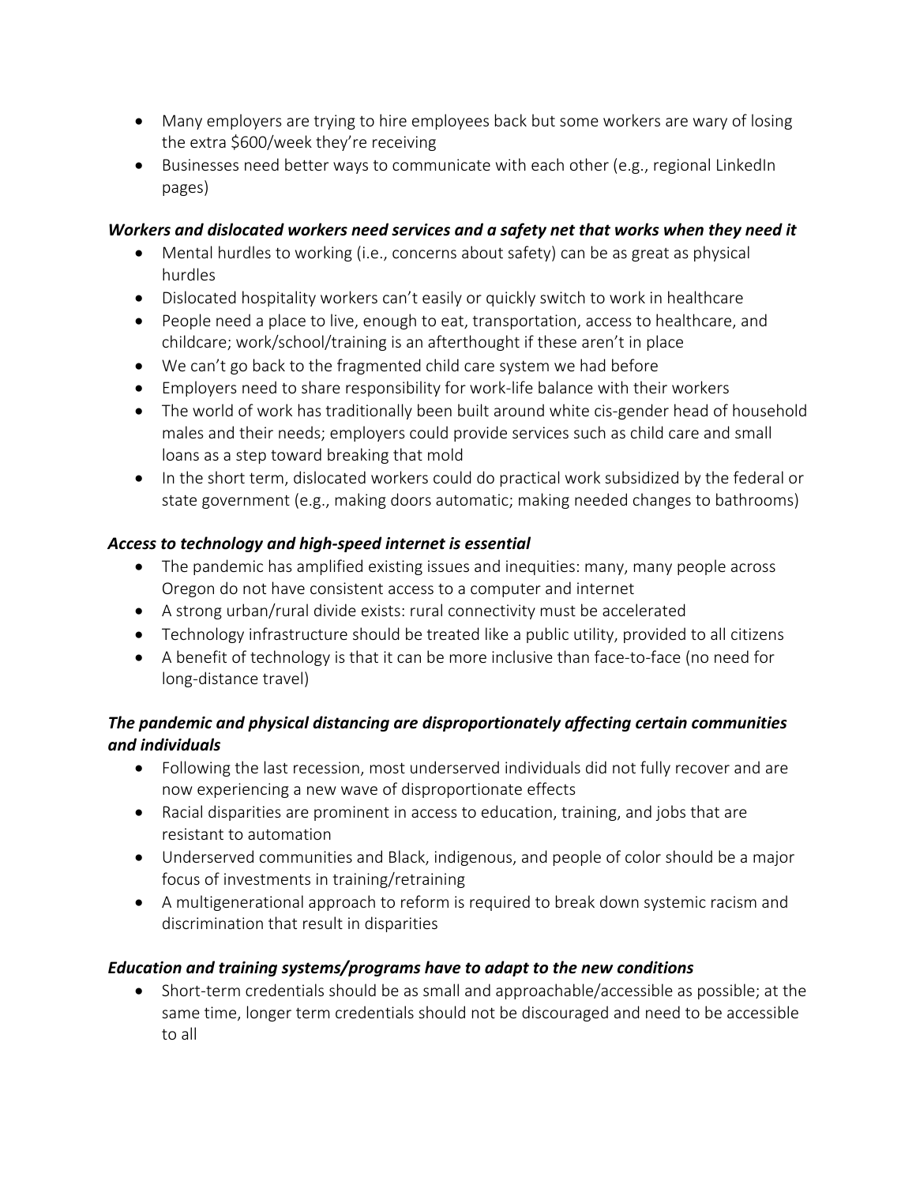- Many employers are trying to hire employees back but some workers are wary of losing the extra $600/week they're receiving
- Businesses need better ways to communicate with each other (e.g., regional LinkedIn pages)

***Workers and dislocated workers need services and a safety net that works when they need it***

- Mental hurdles to working (i.e., concerns about safety) can be as great as physical hurdles
- Dislocated hospitality workers can't easily or quickly switch to work in healthcare
- People need a place to live, enough to eat, transportation, access to healthcare, and childcare; work/school/training is an afterthought if these aren't in place
- We can't go back to the fragmented child care system we had before
- Employers need to share responsibility for work-life balance with their workers
- The world of work has traditionally been built around white cis-gender head of household males and their needs; employers could provide services such as child care and small loans as a step toward breaking that mold
- In the short term, dislocated workers could do practical work subsidized by the federal or state government (e.g., making doors automatic; making needed changes to bathrooms)

***Access to technology and high-speed internet is essential***

- The pandemic has amplified existing issues and inequities: many, many people across Oregon do not have consistent access to a computer and internet
- A strong urban/rural divide exists: rural connectivity must be accelerated
- Technology infrastructure should be treated like a public utility, provided to all citizens
- A benefit of technology is that it can be more inclusive than face-to-face (no need for long-distance travel)

***The pandemic and physical distancing are disproportionately affecting certain communities and individuals***

- Following the last recession, most underserved individuals did not fully recover and are now experiencing a new wave of disproportionate effects
- Racial disparities are prominent in access to education, training, and jobs that are resistant to automation
- Underserved communities and Black, indigenous, and people of color should be a major focus of investments in training/retraining
- A multigenerational approach to reform is required to break down systemic racism and discrimination that result in disparities

***Education and training systems/programs have to adapt to the new conditions***

- Short-term credentials should be as small and approachable/accessible as possible; at the same time, longer term credentials should not be discouraged and need to be accessible to all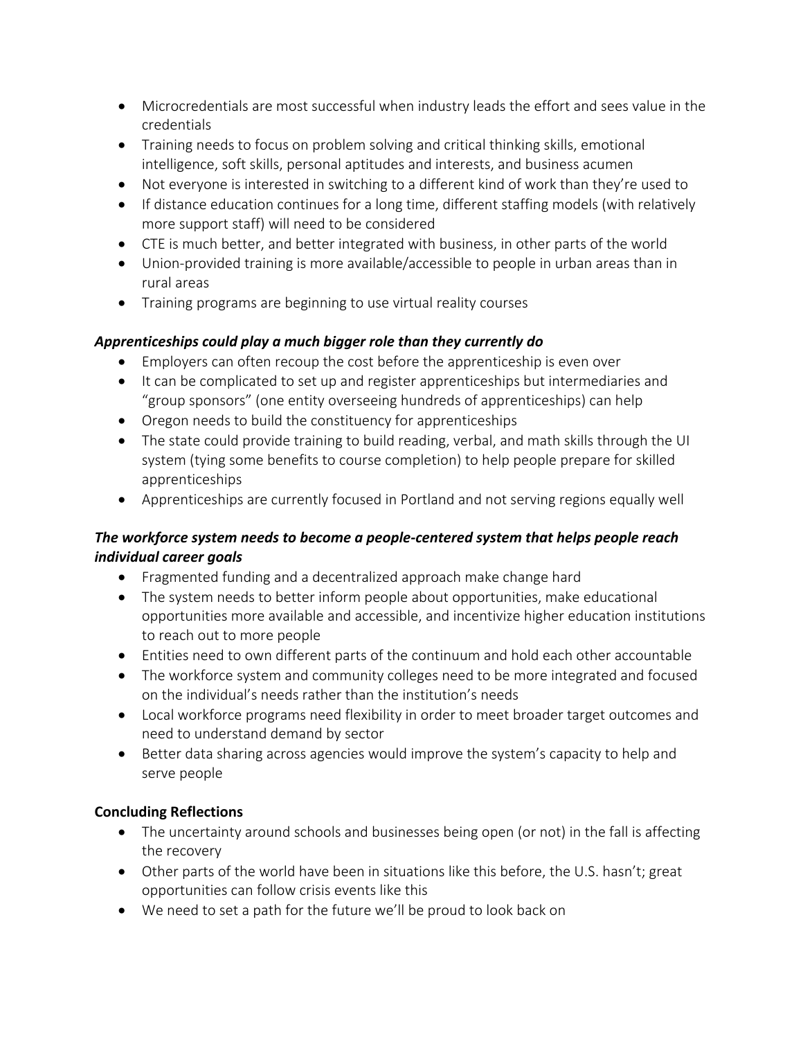- Microcredentials are most successful when industry leads the effort and sees value in the credentials
- Training needs to focus on problem solving and critical thinking skills, emotional intelligence, soft skills, personal aptitudes and interests, and business acumen
- Not everyone is interested in switching to a different kind of work than they're used to
- If distance education continues for a long time, different staffing models (with relatively more support staff) will need to be considered
- CTE is much better, and better integrated with business, in other parts of the world
- Union-provided training is more available/accessible to people in urban areas than in rural areas
- Training programs are beginning to use virtual reality courses

***Apprenticeships could play a much bigger role than they currently do***

- Employers can often recoup the cost before the apprenticeship is even over
- It can be complicated to set up and register apprenticeships but intermediaries and "group sponsors" (one entity overseeing hundreds of apprenticeships) can help
- Oregon needs to build the constituency for apprenticeships
- The state could provide training to build reading, verbal, and math skills through the UI system (tying some benefits to course completion) to help people prepare for skilled apprenticeships
- Apprenticeships are currently focused in Portland and not serving regions equally well

***The workforce system needs to become a people-centered system that helps people reach individual career goals***

- Fragmented funding and a decentralized approach make change hard
- The system needs to better inform people about opportunities, make educational opportunities more available and accessible, and incentivize higher education institutions to reach out to more people
- Entities need to own different parts of the continuum and hold each other accountable
- The workforce system and community colleges need to be more integrated and focused on the individual's needs rather than the institution's needs
- Local workforce programs need flexibility in order to meet broader target outcomes and need to understand demand by sector
- Better data sharing across agencies would improve the system's capacity to help and serve people

**Concluding Reflections**

- The uncertainty around schools and businesses being open (or not) in the fall is affecting the recovery
- Other parts of the world have been in situations like this before, the U.S. hasn't; great opportunities can follow crisis events like this
- We need to set a path for the future we'll be proud to look back on